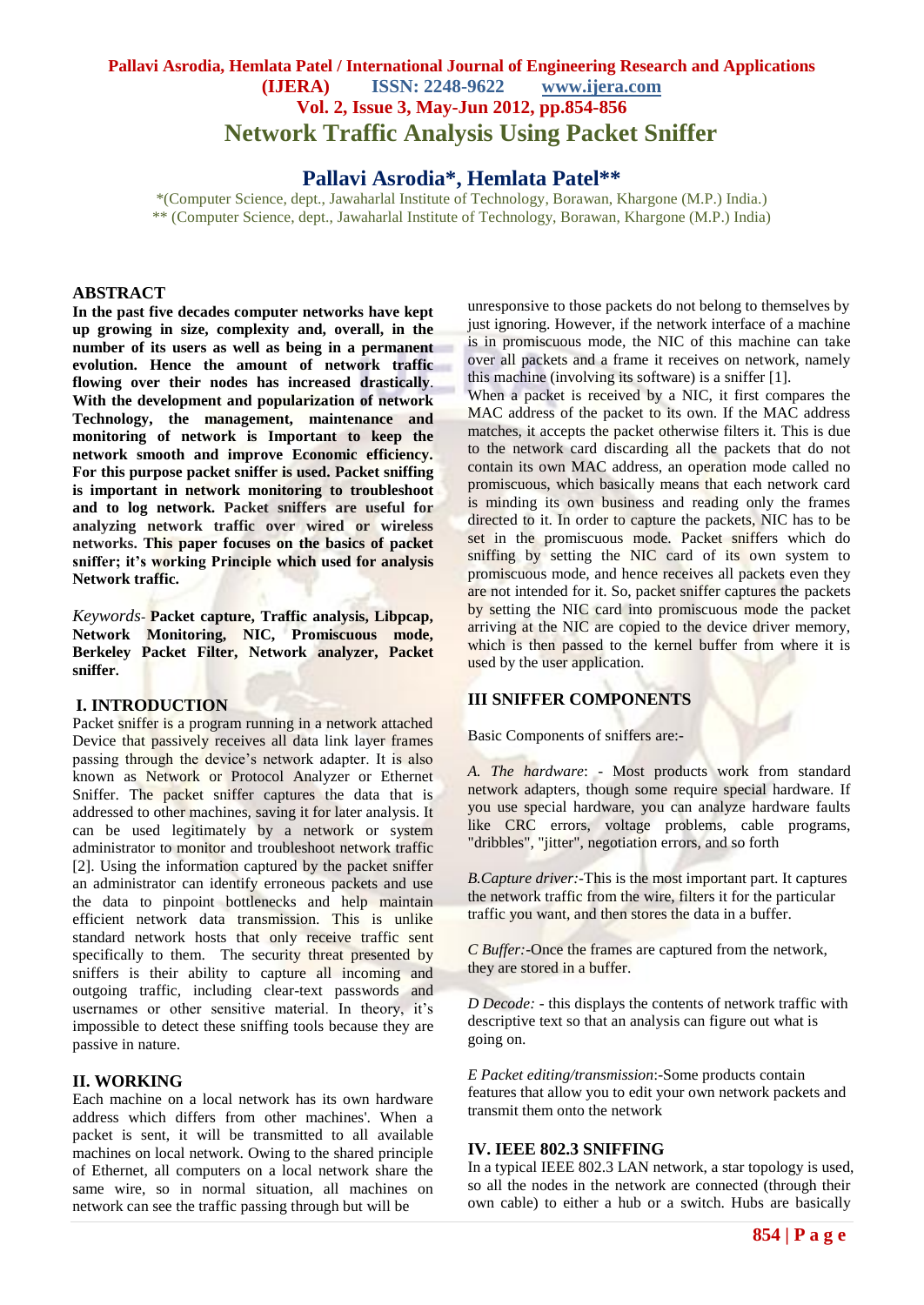# Network Traffic Analysis Using Packet Sniffer

## Pallavi Asrodia*, Hemlata Patel**

*(Computer Science, dept., Jawaharlal Institute of Technology, Borawan, Khargone (M.P.) India.)
** (Computer Science, dept., Jawaharlal Institute of Technology, Borawan, Khargone (M.P.) India)

## ABSTRACT

**In the past five decades computer networks have kept up growing in size, complexity and, overall, in the number of its users as well as being in a permanent evolution. Hence the amount of network traffic flowing over their nodes has increased drastically. With the development and popularization of network Technology, the management and monitoring of network is Important to keep the network smooth and improve Economic efficiency. For this purpose packet sniffer is used. Packet sniffing is important in network monitoring to troubleshoot and to log network. Packet sniffers are useful for analyzing network traffic over wired or wireless networks. This paper focuses on the basics of packet sniffer; it's working Principle which used for analysis Network traffic.**

*Keywords*- **Packet capture, Traffic analysis, Libpcap, Network Monitoring, NIC, Promiscuous mode, Berkeley Packet Filter, Network analyzer, Packet sniffer.**

## I. INTRODUCTION

Packet sniffer is a program running in a network attached Device that passively receives all data link layer frames passing through the device's network adapter. It is also known as Network or Protocol Analyzer or Ethernet Sniffer. The packet sniffer captures the data that is addressed to other machines, saving it for later analysis. It can be used legitimately by a network or system administrator to monitor and troubleshoot network traffic [2]. Using the information captured by the packet sniffer an administrator can identify erroneous packets and use the data to pinpoint bottlenecks and help maintain efficient network data transmission. This is unlike standard network hosts that only receive traffic sent specifically to them. The security threat presented by sniffers is their ability to capture all incoming and outgoing traffic, including clear-text passwords and usernames or other sensitive material. In theory, it's impossible to detect these sniffing tools because they are passive in nature.

## II. WORKING

Each machine on a local network has its own hardware address which differs from other machines'. When a packet is sent, it will be transmitted to all available machines on local network. Owing to the shared principle of Ethernet, all computers on a local network share the same wire, so in normal situation, all machines on network can see the traffic passing through but will be unresponsive to those packets do not belong to themselves by just ignoring. However, if the network interface of a machine is in promiscuous mode, the NIC of this machine can take over all packets and a frame it receives on network, namely this machine (involving its software) is a sniffer [1].

When a packet is received by a NIC, it first compares the MAC address of the packet to its own. If the MAC address matches, it accepts the packet otherwise filters it. This is due to the network card discarding all the packets that do not contain its own MAC address, an operation mode called no promiscuous, which basically means that each network card is minding its own business and reading only the frames directed to it. In order to capture the packets, NIC has to be set in the promiscuous mode. Packet sniffers which do sniffing by setting the NIC card of its own system to promiscuous mode, and hence receives all packets even they are not intended for it. So, packet sniffer captures the packets by setting the NIC card into promiscuous mode the packet arriving at the NIC are copied to the device driver memory, which is then passed to the kernel buffer from where it is used by the user application.

## III SNIFFER COMPONENTS

Basic Components of sniffers are:-

*A. The hardware*: - Most products work from standard network adapters, though some require special hardware. If you use special hardware, you can analyze hardware faults like CRC errors, voltage problems, cable programs, "dribbles", "jitter", negotiation errors, and so forth

*B.Capture driver:*-This is the most important part. It captures the network traffic from the wire, filters it for the particular traffic you want, and then stores the data in a buffer.

*C Buffer:*-Once the frames are captured from the network, they are stored in a buffer.

*D Decode:* - this displays the contents of network traffic with descriptive text so that an analysis can figure out what is going on.

*E Packet editing/transmission*:-Some products contain features that allow you to edit your own network packets and transmit them onto the network

## IV. IEEE 802.3 SNIFFING

In a typical IEEE 802.3 LAN network, a star topology is used, so all the nodes in the network are connected (through their own cable) to either a hub or a switch. Hubs are basically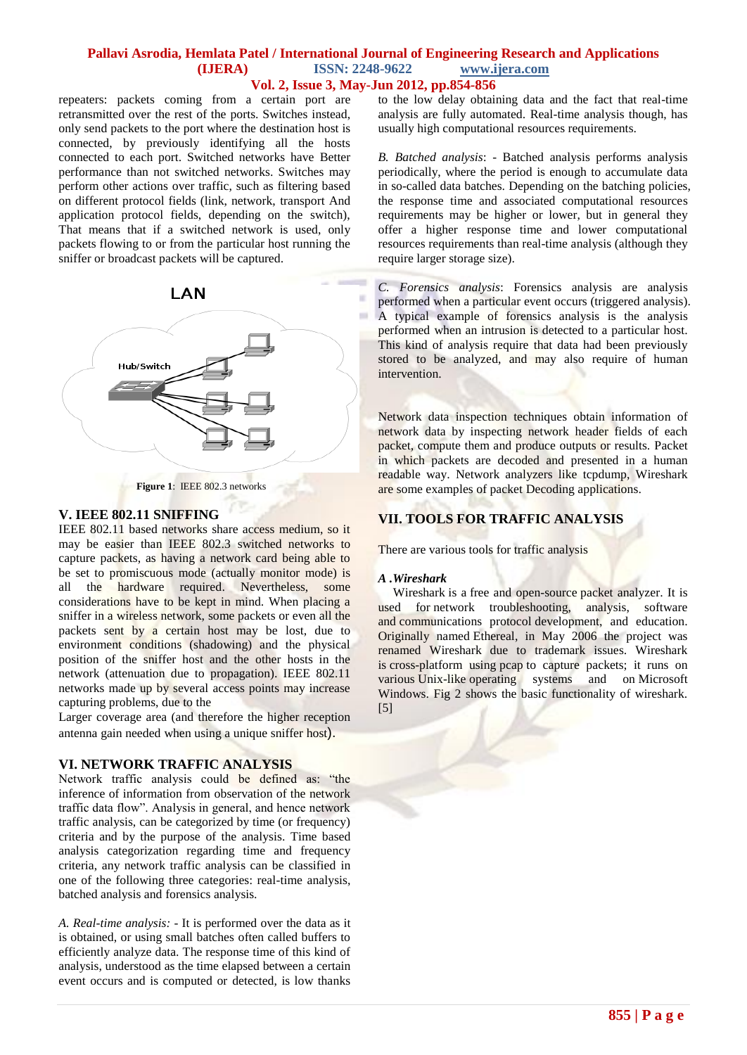repeaters: packets coming from a certain port are retransmitted over the rest of the ports. Switches instead, only send packets to the port where the destination host is connected, by previously identifying all the hosts connected to each port. Switched networks have Better performance than not switched networks. Switches may perform other actions over traffic, such as filtering based on different protocol fields (link, network, transport And application protocol fields, depending on the switch), That means that if a switched network is used, only packets flowing to or from the particular host running the sniffer or broadcast packets will be captured.

**Figure 1**: IEEE 802.3 networks

## V. IEEE 802.11 SNIFFING

IEEE 802.11 based networks share access medium, so it may be easier than IEEE 802.3 switched networks to capture packets, as having a network card being able to be set to promiscuous mode (actually monitor mode) is all the hardware required. Nevertheless, some considerations have to be kept in mind. When placing a sniffer in a wireless network, some packets or even all the packets sent by a certain host may be lost, due to environment conditions (shadowing) and the physical position of the sniffer host and the other hosts in the network (attenuation due to propagation). IEEE 802.11 networks made up by several access points may increase capturing problems, due to the

Larger coverage area (and therefore the higher reception antenna gain needed when using a unique sniffer host).

## VI. NETWORK TRAFFIC ANALYSIS

Network traffic analysis could be defined as: "the inference of information from observation of the network traffic data flow". Analysis in general, and hence network traffic analysis, can be categorized by time (or frequency) criteria and by the purpose of the analysis. Time based analysis categorization regarding time and frequency criteria, any network traffic analysis can be classified in one of the following three categories: real-time analysis, batched analysis and forensics analysis.

*A. Real-time analysis:* - It is performed over the data as it is obtained, or using small batches often called buffers to efficiently analyze data. The response time of this kind of analysis, understood as the time elapsed between a certain event occurs and is computed or detected, is low thanks to the low delay obtaining data and the fact that real-time analysis are fully automated. Real-time analysis though, has usually high computational resources requirements.

*B. Batched analysis*: - Batched analysis performs analysis periodically, where the period is enough to accumulate data in so-called data batches. Depending on the batching policies, the response time and associated computational resources requirements may be higher or lower, but in general they offer a higher response time and lower computational resources requirements than real-time analysis (although they require larger storage size).

*C. Forensics analysis*: Forensics analysis are analysis performed when a particular event occurs (triggered analysis). A typical example of forensics analysis is the analysis performed when an intrusion is detected to a particular host. This kind of analysis require that data had been previously stored to be analyzed, and may also require of human intervention.

Network data inspection techniques obtain information of network data by inspecting network header fields of each packet, compute them and produce outputs or results. Packet in which packets are decoded and presented in a human readable way. Network analyzers like tcpdump, Wireshark are some examples of packet Decoding applications.

## VII. TOOLS FOR TRAFFIC ANALYSIS

There are various tools for traffic analysis

### *A .Wireshark*

Wireshark is a free and open-source packet analyzer. It is used for network troubleshooting, analysis, software and communications protocol development, and education. Originally named Ethereal, in May 2006 the project was renamed Wireshark due to trademark issues. Wireshark is cross-platform using pcap to capture packets; it runs on various Unix-like operating systems and on Microsoft Windows. Fig 2 shows the basic functionality of wireshark. [5]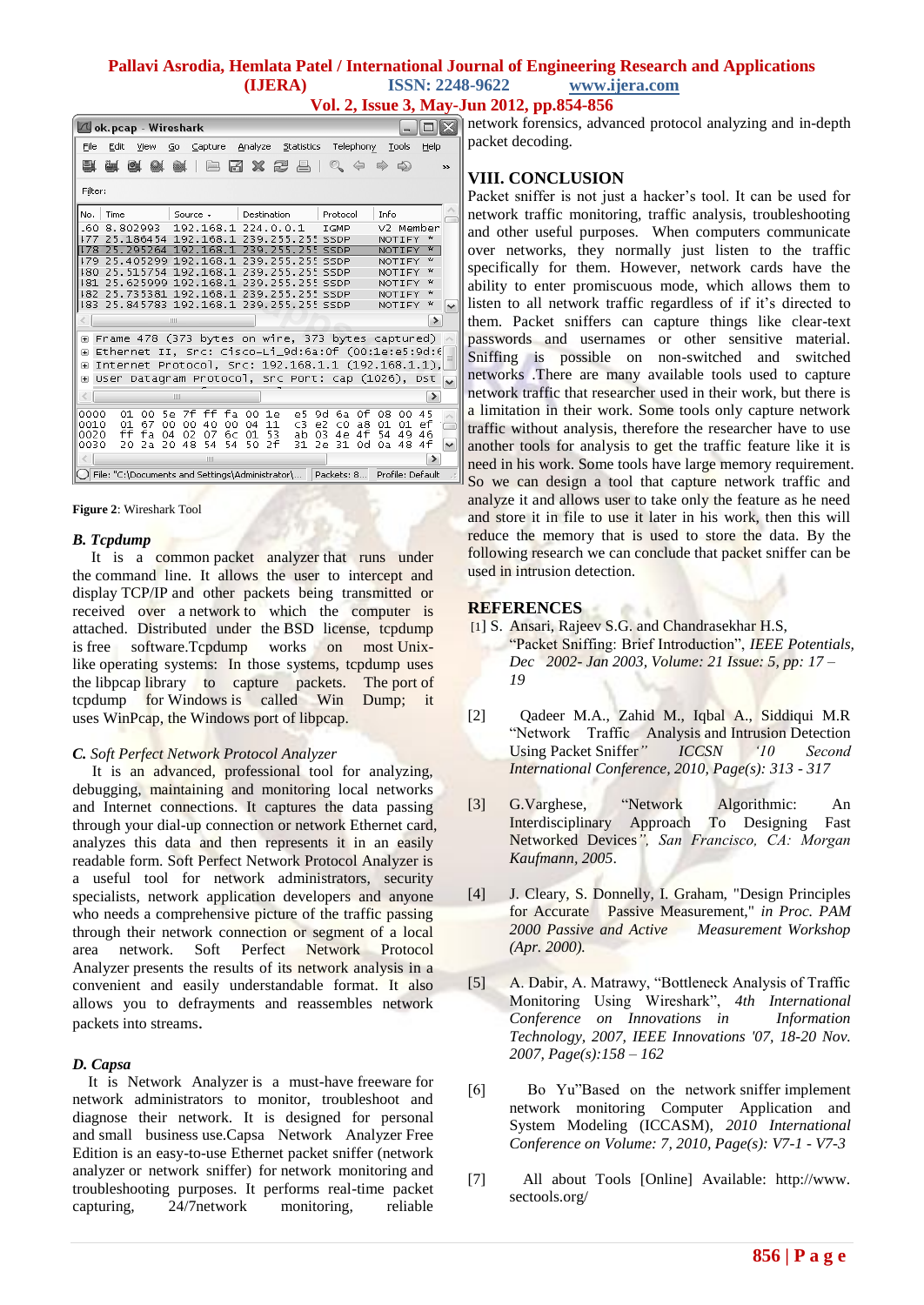**Figure 2**: Wireshark Tool

### B. Tcpdump

It is a common packet analyzer that runs under the command line. It allows the user to intercept and display TCP/IP and other packets being transmitted or received over a network to which the computer is attached. Distributed under the BSD license, tcpdump is free software.Tcpdump works on most Unix-like operating systems: In those systems, tcpdump uses the libpcap library to capture packets. The port of tcpdump for Windows is called Win Dump; it uses WinPcap, the Windows port of libpcap.

### *C. Soft Perfect Network Protocol Analyzer*

It is an advanced, professional tool for analyzing, debugging, maintaining and monitoring local networks and Internet connections. It captures the data passing through your dial-up connection or network Ethernet card, analyzes this data and then represents it in an easily readable form. Soft Perfect Network Protocol Analyzer is a useful tool for network administrators, security specialists, network application developers and anyone who needs a comprehensive picture of the traffic passing through their network connection or segment of a local area network. Soft Perfect Network Protocol Analyzer presents the results of its network analysis in a convenient and easily understandable format. It also allows you to defrayments and reassembles network packets into streams.

### D. Capsa

It is Network Analyzer is a must-have freeware for network administrators to monitor, troubleshoot and diagnose their network. It is designed for personal and small business use.Capsa Network Analyzer Free Edition is an easy-to-use Ethernet packet sniffer (network analyzer or network sniffer) for network monitoring and troubleshooting purposes. It performs real-time packet capturing, 24/7network monitoring, reliable network forensics, advanced protocol analyzing and in-depth packet decoding.

## VIII. CONCLUSION

Packet sniffer is not just a hacker's tool. It can be used for network traffic monitoring, traffic analysis, troubleshooting and other useful purposes. When computers communicate over networks, they normally just listen to the traffic specifically for them. However, network cards have the ability to enter promiscuous mode, which allows them to listen to all network traffic regardless of if it's directed to them. Packet sniffers can capture things like clear-text passwords and usernames or other sensitive material. Sniffing is possible on non-switched and switched networks .There are many available tools used to capture network traffic that researcher used in their work, but there is a limitation in their work. Some tools only capture network traffic without analysis, therefore the researcher have to use another tools for analysis to get the traffic feature like it is need in his work. Some tools have large memory requirement. So we can design a tool that capture network traffic and analyze it and allows user to take only the feature as he need and store it in file to use it later in his work, then this will reduce the memory that is used to store the data. By the following research we can conclude that packet sniffer can be used in intrusion detection.

## REFERENCES

[1] S. Ansari, Rajeev S.G. and Chandrasekhar H.S, "Packet Sniffing: Brief Introduction", *IEEE Potentials, Dec 2002- Jan 2003, Volume: 21 Issue: 5, pp: 17 – 19*

[2] Qadeer M.A., Zahid M., Iqbal A., Siddiqui M.R "Network Traffic Analysis and Intrusion Detection Using Packet Sniffer" *ICCSN '10 Second International Conference, 2010, Page(s): 313 - 317*

[3] G.Varghese, "Network Algorithmic: An Interdisciplinary Approach To Designing Fast Networked Devices*", San Francisco, CA: Morgan Kaufmann, 2005*.

[4] J. Cleary, S. Donnelly, I. Graham, "Design Principles for Accurate Passive Measurement," *in Proc. PAM 2000 Passive and Active Measurement Workshop (Apr. 2000).*

[5] A. Dabir, A. Matrawy, "Bottleneck Analysis of Traffic Monitoring Using Wireshark", *4th International Conference on Innovations in Information Technology, 2007, IEEE Innovations '07, 18-20 Nov. 2007, Page(s):158 – 162*

[6] Bo Yu"Based on the network sniffer implement network monitoring Computer Application and System Modeling (ICCASM), *2010 International Conference on Volume: 7, 2010, Page(s): V7-1 - V7-3*

[7] All about Tools [Online] Available: http://www. sectools.org/